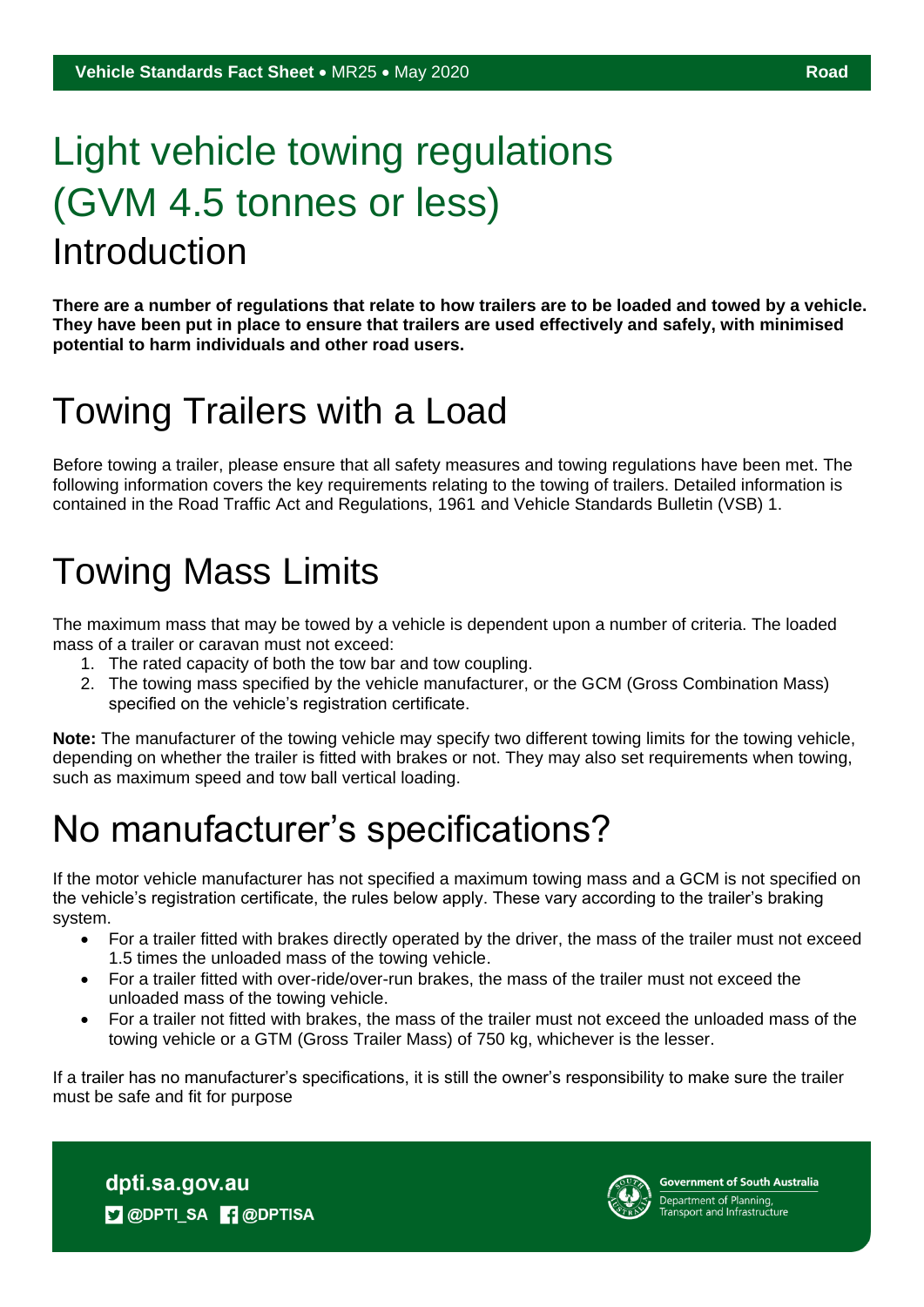# Light vehicle towing regulations (GVM 4.5 tonnes or less)

## Introduction

**There are a number of regulations that relate to how trailers are to be loaded and towed by a vehicle. They have been put in place to ensure that trailers are used effectively and safely, with minimised potential to harm individuals and other road users.**

## Towing Trailers with a Load

Before towing a trailer, please ensure that all safety measures and towing regulations have been met. The following information covers the key requirements relating to the towing of trailers. Detailed information is contained in the Road Traffic Act and Regulations, 1961 and Vehicle Standards Bulletin (VSB) 1.

## Towing Mass Limits

The maximum mass that may be towed by a vehicle is dependent upon a number of criteria. The loaded mass of a trailer or caravan must not exceed:

1. The rated capacity of both the tow bar and tow coupling.
2. The towing mass specified by the vehicle manufacturer, or the GCM (Gross Combination Mass) specified on the vehicle's registration certificate.

**Note:** The manufacturer of the towing vehicle may specify two different towing limits for the towing vehicle, depending on whether the trailer is fitted with brakes or not. They may also set requirements when towing, such as maximum speed and tow ball vertical loading.

## No manufacturer's specifications?

If the motor vehicle manufacturer has not specified a maximum towing mass and a GCM is not specified on the vehicle's registration certificate, the rules below apply. These vary according to the trailer's braking system.

- For a trailer fitted with brakes directly operated by the driver, the mass of the trailer must not exceed 1.5 times the unloaded mass of the towing vehicle.
- For a trailer fitted with over-ride/over-run brakes, the mass of the trailer must exceed the unloaded mass of the towing vehicle.
- For a trailer not fitted with brakes, the mass of the trailer must not exceed the unloaded mass of the towing vehicle or a GTM (Gross Trailer Mass) of 750 kg, whichever is the lesser.

If a trailer has no manufacturer's specifications, it is still the owner's responsibility to make sure the trailer must be safe and fit for purpose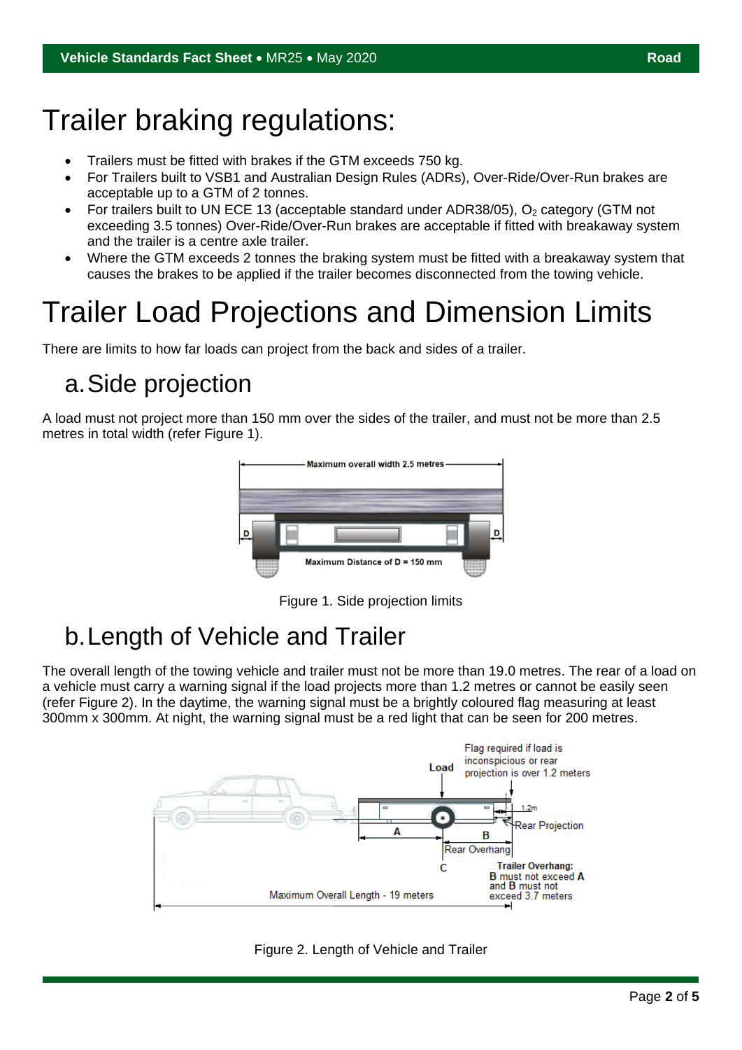# Trailer braking regulations:

- Trailers must be fitted with brakes if the GTM exceeds 750 kg.
- For Trailers built to VSB1 and Australian Design Rules (ADRs), Over-Ride/Over-Run brakes are acceptable up to a GTM of 2 tonnes.
- For trailers built to UN ECE 13 (acceptable standard under ADR38/05), $O_2$ category (GTM not exceeding 3.5 tonnes) Over-Ride/Over-Run brakes are acceptable if fitted with breakaway system and the trailer is a centre axle trailer.
- Where the GTM exceeds 2 tonnes the braking system must be fitted with a breakaway system that causes the brakes to be applied if the trailer becomes disconnected from the towing vehicle.

# Trailer Load Projections and Dimension Limits

There are limits to how far loads can project from the back and sides of a trailer.

## a. Side projection

A load must not project more than 150 mm over the sides of the trailer, and must not be more than 2.5 metres in total width (refer Figure 1).

Figure 1. Side projection limits

## b. Length of Vehicle and Trailer

The overall length of the towing vehicle and trailer must not be more than 19.0 metres. The rear of a load on a vehicle must carry a warning signal if the load projects more than 1.2 metres or cannot be easily seen (refer Figure 2). In the daytime, the warning signal must be a brightly coloured flag measuring at least 300mm x 300mm. At night, the warning signal must be a red light that can be seen for 200 metres.

Figure 2. Length of Vehicle and Trailer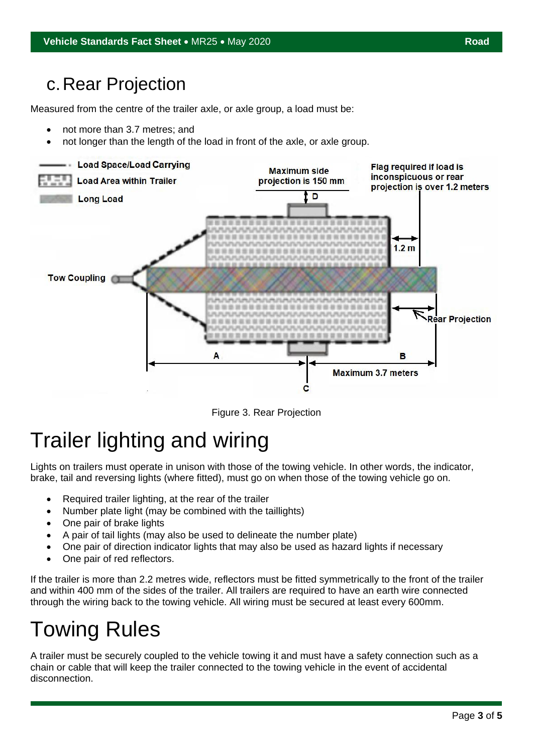## c. Rear Projection

Measured from the centre of the trailer axle, or axle group, a load must be:

- not more than 3.7 metres; and
- not longer than the length of the load in front of the axle, or axle group.

Figure 3. Rear Projection

# Trailer lighting and wiring

Lights on trailers must operate in unison with those of the towing vehicle. In other words, the indicator, brake, tail and reversing lights (where fitted), must go on when those of the towing vehicle go on.

- Required trailer lighting, at the rear of the trailer
- Number plate light (may be combined with the taillights)
- One pair of brake lights
- A pair of tail lights (may also be used to delineate the number plate)
- One pair of direction indicator lights that may also be used as hazard lights if necessary
- One pair of red reflectors.

If the trailer is more than 2.2 metres wide, reflectors must be fitted symmetrically to the front of the trailer and within 400 mm of the sides of the trailer. All trailers are required to have an earth wire connected through the wiring back to the towing vehicle. All wiring must be secured at least every 600mm.

# Towing Rules

A trailer must be securely coupled to the vehicle towing it and must have a safety connection such as a chain or cable that will keep the trailer connected to the towing vehicle in the event of accidental disconnection.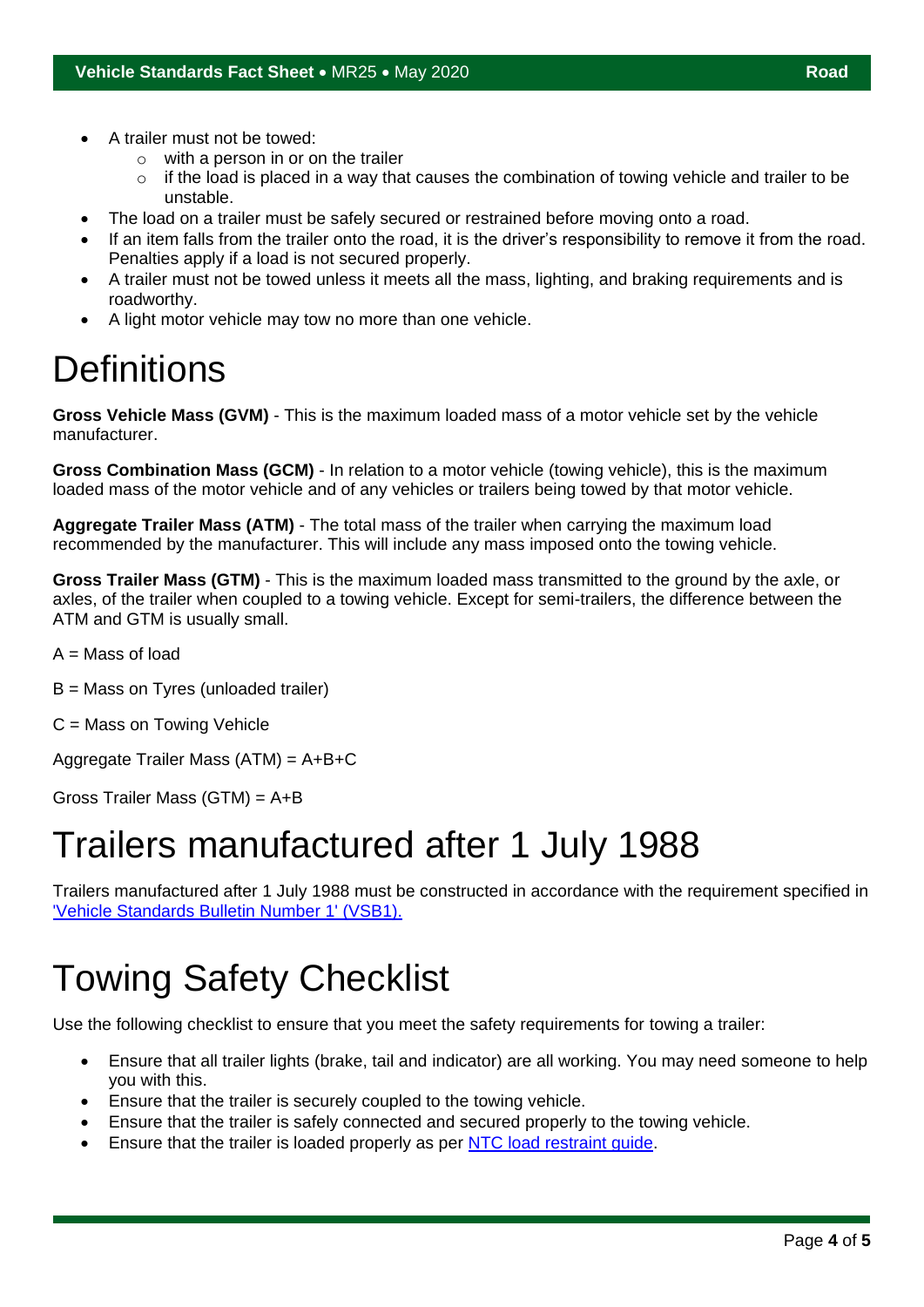- A trailer must not be towed:
    - with a person in or on the trailer
    - if the load is placed in a way that causes the combination of towing vehicle and trailer to be unstable.
- The load on a trailer must be safely secured or restrained before moving onto a road.
- If an item falls from the trailer onto the road, it is the driver's responsibility to remove it from the road. Penalties apply if a load is not secured properly.
- A trailer must not be towed unless it meets all the mass, lighting, and braking requirements and is roadworthy.
- A light motor vehicle may tow no more than one vehicle.

# Definitions

**Gross Vehicle Mass (GVM)** - This is the maximum loaded mass of a motor vehicle set by the vehicle manufacturer.

**Gross Combination Mass (GCM)** - In relation to a motor vehicle (towing vehicle), this is the maximum loaded mass of the motor vehicle and of any vehicles or trailers being towed by that motor vehicle.

**Aggregate Trailer Mass (ATM)** - The total mass of the trailer when carrying the maximum load recommended by the manufacturer. This will include any mass imposed onto the towing vehicle.

**Gross Trailer Mass (GTM)** - This is the maximum loaded mass transmitted to the ground by the axle, or axles, of the trailer when coupled to a towing vehicle. Except for semi-trailers, the difference between the ATM and GTM is usually small.

A = Mass of load

B = Mass on Tyres (unloaded trailer)

C = Mass on Towing Vehicle

Aggregate Trailer Mass (ATM) = A+B+C

Gross Trailer Mass (GTM) = A+B

# Trailers manufactured after 1 July 1988

Trailers manufactured after 1 July 1988 must be constructed in accordance with the requirement specified in 'Vehicle Standards Bulletin Number 1' (VSB1).

# Towing Safety Checklist

Use the following checklist to ensure that you meet the safety requirements for towing a trailer:

- Ensure that all trailer lights (brake, tail and indicator) are all working. You may need someone to help you with this.
- Ensure that the trailer is securely coupled to the towing vehicle.
- Ensure that the trailer is safely connected and secured properly to the towing vehicle.
- Ensure that the trailer is loaded properly as per NTC load restraint guide.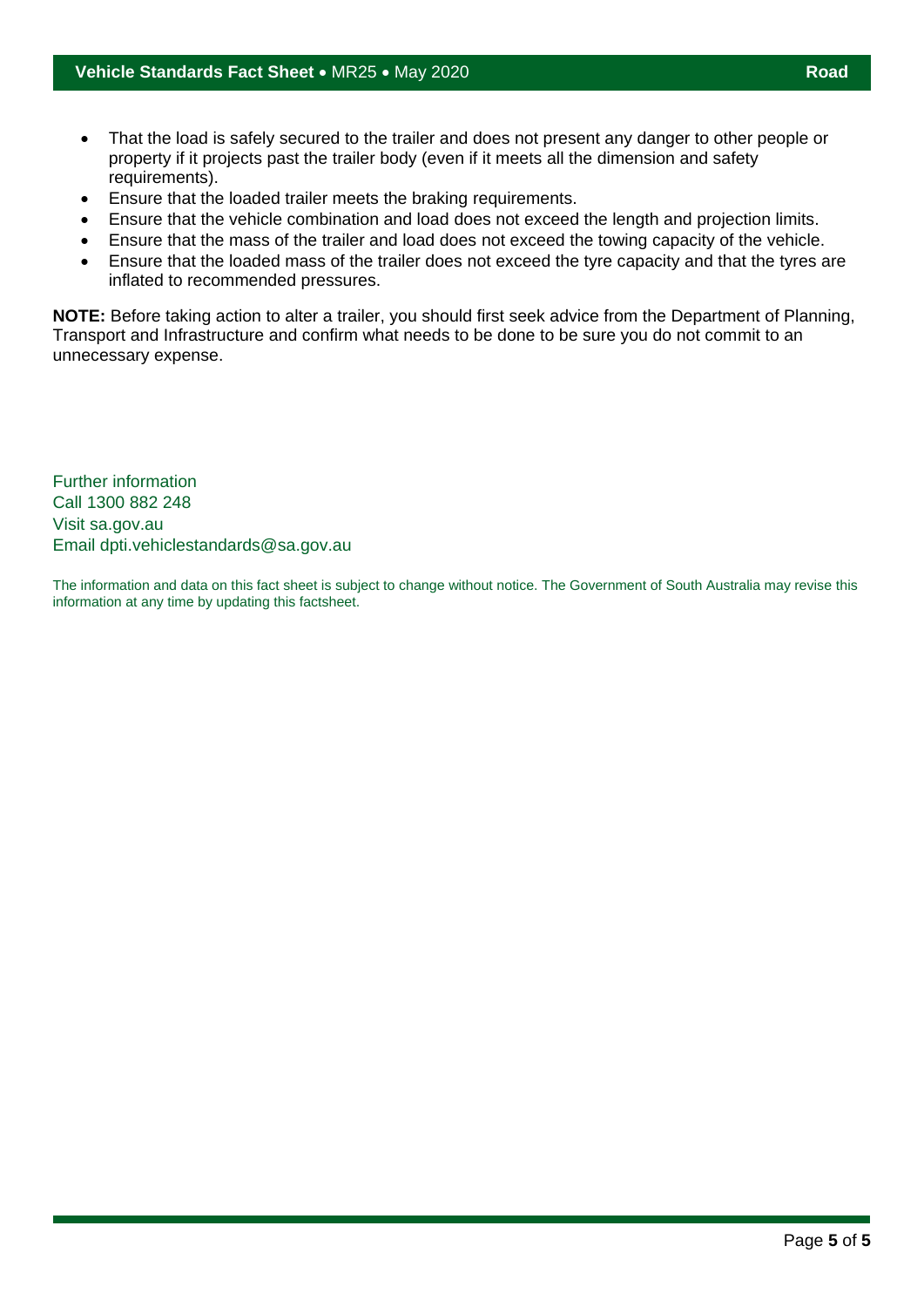- That the load is safely secured to the trailer and does not present any danger to other people or property if it projects past the trailer body (even if it meets all the dimension and safety requirements).
- Ensure that the loaded trailer meets the braking requirements.
- Ensure that the vehicle combination and load does not exceed the length and projection limits.
- Ensure that the mass of the trailer and load does not exceed the towing capacity of the vehicle.
- Ensure that the loaded mass of the trailer does not exceed the tyre capacity and that the tyres are inflated to recommended pressures.

**NOTE:** Before taking action to alter a trailer, you should first seek advice from the Department of Planning, Transport and Infrastructure and confirm what needs to be done to be sure you do not commit to an unnecessary expense.

Further information
Call 1300 882 248
Visit sa.gov.au
Email dpti.vehiclestandards@sa.gov.au

The information and data on this fact sheet is subject to change without notice. The Government of South Australia may revise this information at any time by updating this factsheet.